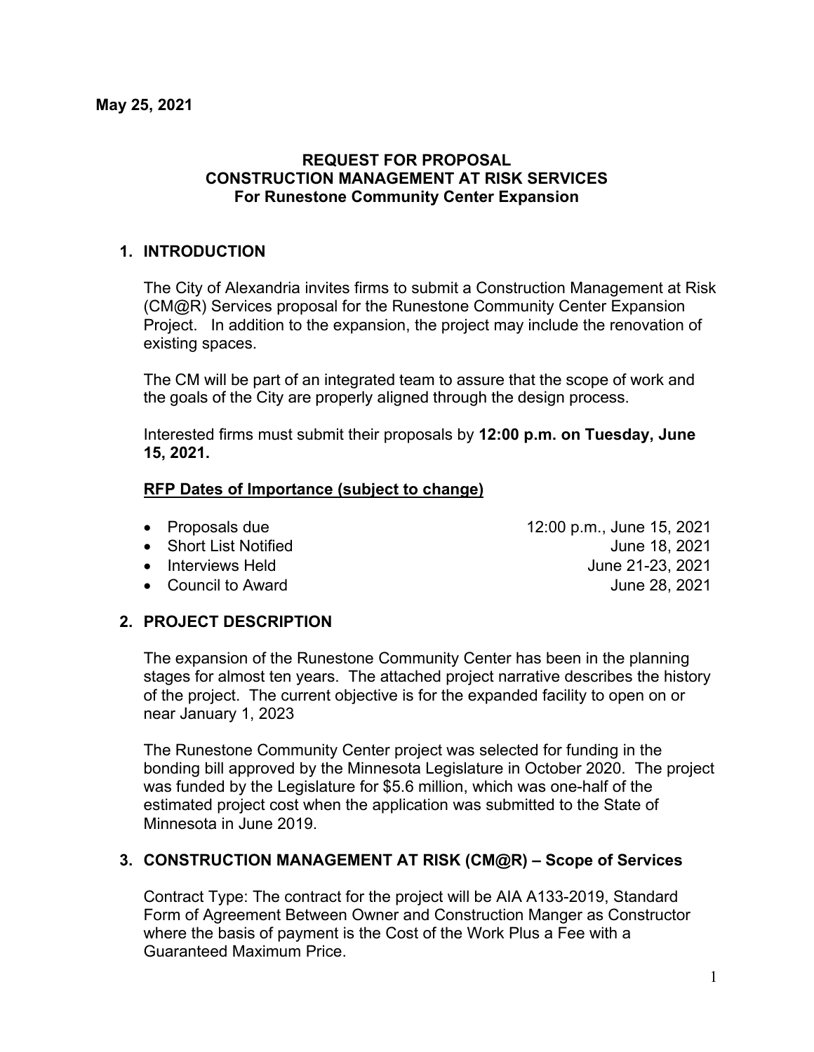**May 25, 2021**

# REQUEST FOR PROPOSAL
# CONSTRUCTION MANAGEMENT AT RISK SERVICES
# For Runestone Community Center Expansion

## 1. INTRODUCTION

The City of Alexandria invites firms to submit a Construction Management at Risk (CM@R) Services proposal for the Runestone Community Center Expansion Project. In addition to the expansion, the project may include the renovation of existing spaces.

The CM will be part of an integrated team to assure that the scope of work and the goals of the City are properly aligned through the design process.

Interested firms must submit their proposals by **12:00 p.m. on Tuesday, June 15, 2021.**

**RFP Dates of Importance (subject to change)**

- Proposals due — 12:00 p.m., June 15, 2021
- Short List Notified — June 18, 2021
- Interviews Held — June 21-23, 2021
- Council to Award — June 28, 2021

## 2. PROJECT DESCRIPTION

The expansion of the Runestone Community Center has been in the planning stages for almost ten years. The attached project narrative describes the history of the project. The current objective is for the expanded facility to open on or near January 1, 2023

The Runestone Community Center project was selected for funding in the bonding bill approved by the Minnesota Legislature in October 2020. The project was funded by the Legislature for $5.6 million, which was one-half of the estimated project cost when the application was submitted to the State of Minnesota in June 2019.

## 3. CONSTRUCTION MANAGEMENT AT RISK (CM@R) – Scope of Services

Contract Type: The contract for the project will be AIA A133-2019, Standard Form of Agreement Between Owner and Construction Manger as Constructor where the basis of payment is the Cost of the Work Plus a Fee with a Guaranteed Maximum Price.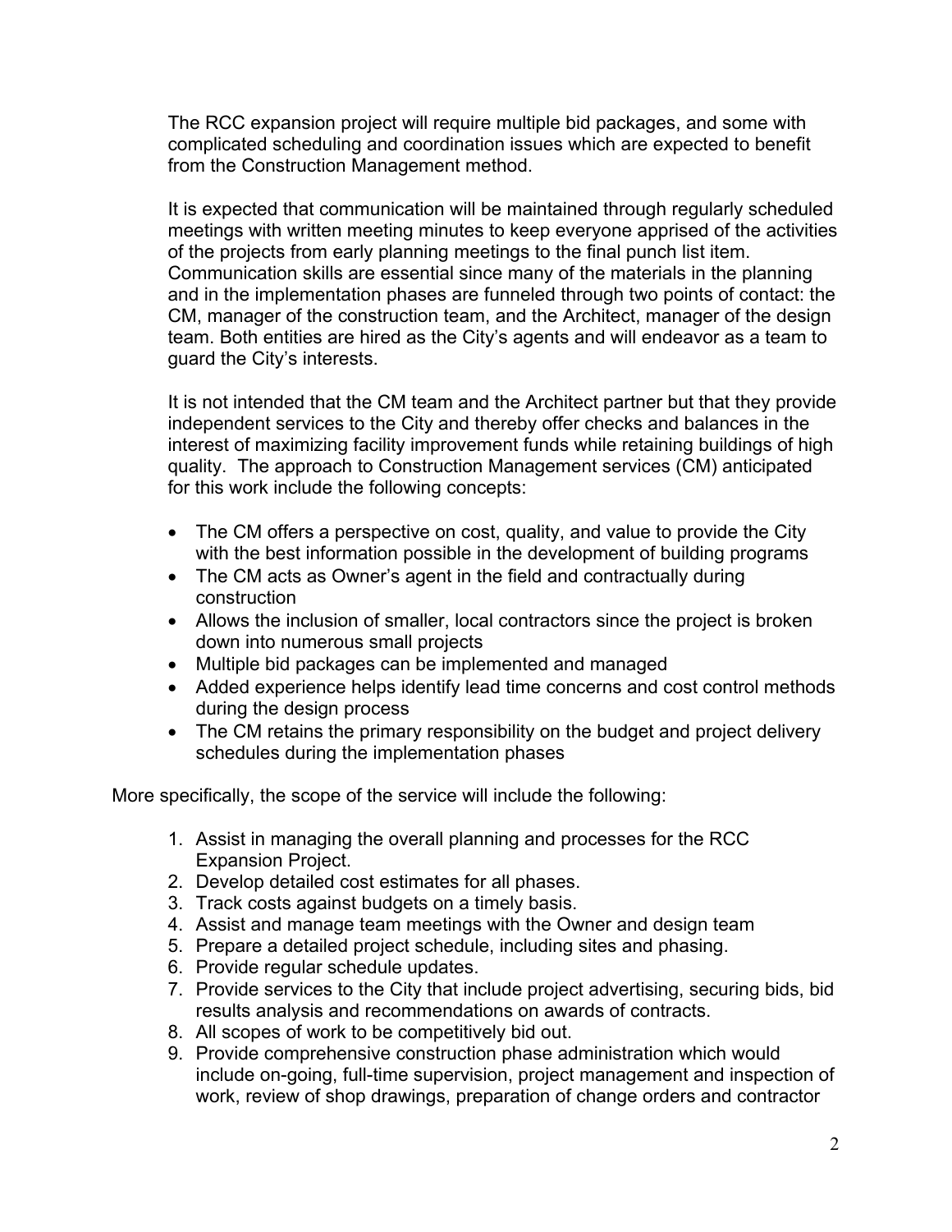The RCC expansion project will require multiple bid packages, and some with complicated scheduling and coordination issues which are expected to benefit from the Construction Management method.

It is expected that communication will be maintained through regularly scheduled meetings with written meeting minutes to keep everyone apprised of the activities of the projects from early planning meetings to the final punch list item. Communication skills are essential since many of the materials in the planning and in the implementation phases are funneled through two points of contact: the CM, manager of the construction team, and the Architect, manager of the design team. Both entities are hired as the City's agents and will endeavor as a team to guard the City's interests.

It is not intended that the CM team and the Architect partner but that they provide independent services to the City and thereby offer checks and balances in the interest of maximizing facility improvement funds while retaining buildings of high quality. The approach to Construction Management services (CM) anticipated for this work include the following concepts:

- The CM offers a perspective on cost, quality, and value to provide the City with the best information possible in the development of building programs
- The CM acts as Owner's agent in the field and contractually during construction
- Allows the inclusion of smaller, local contractors since the project is broken down into numerous small projects
- Multiple bid packages can be implemented and managed
- Added experience helps identify lead time concerns and cost control methods during the design process
- The CM retains the primary responsibility on the budget and project delivery schedules during the implementation phases

More specifically, the scope of the service will include the following:

1. Assist in managing the overall planning and processes for the RCC Expansion Project.
2. Develop detailed cost estimates for all phases.
3. Track costs against budgets on a timely basis.
4. Assist and manage team meetings with the Owner and design team
5. Prepare a detailed project schedule, including sites and phasing.
6. Provide regular schedule updates.
7. Provide services to the City that include project advertising, securing bids, bid results analysis and recommendations on awards of contracts.
8. All scopes of work to be competitively bid out.
9. Provide comprehensive construction phase administration which would include on-going, full-time supervision, project management and inspection of work, review of shop drawings, preparation of change orders and contractor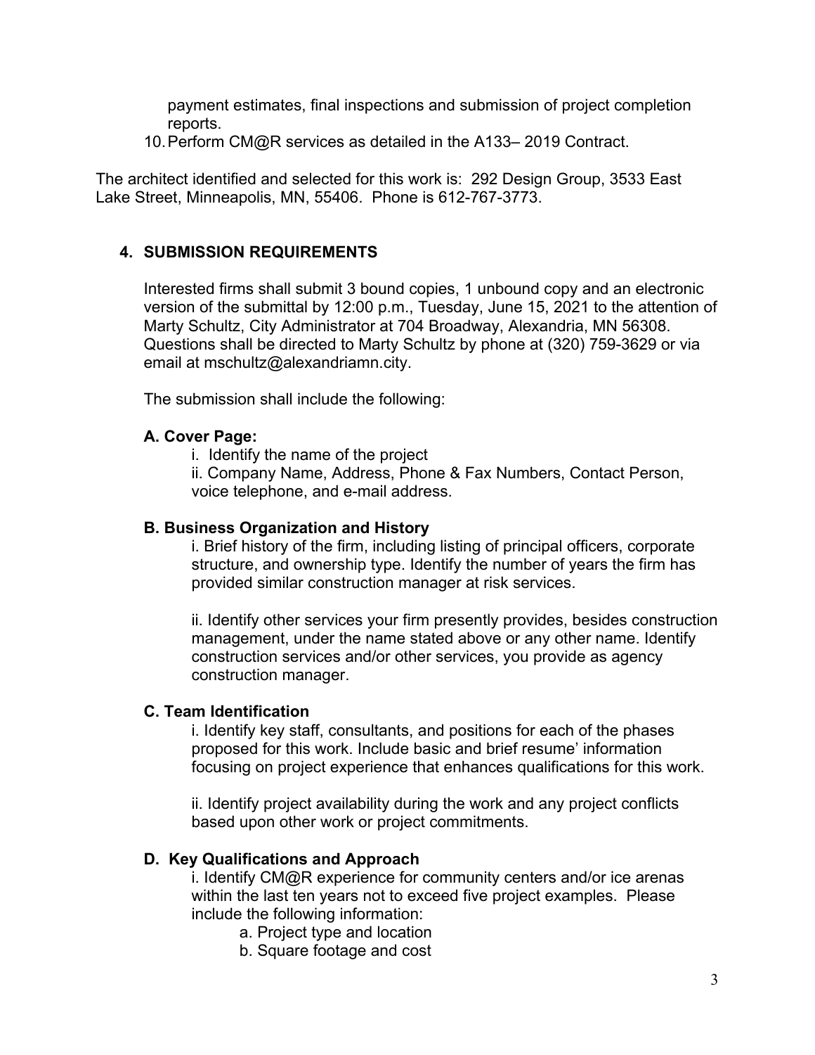payment estimates, final inspections and submission of project completion reports.

10. Perform CM@R services as detailed in the A133– 2019 Contract.

The architect identified and selected for this work is: 292 Design Group, 3533 East Lake Street, Minneapolis, MN, 55406. Phone is 612-767-3773.

## 4. SUBMISSION REQUIREMENTS

Interested firms shall submit 3 bound copies, 1 unbound copy and an electronic version of the submittal by 12:00 p.m., Tuesday, June 15, 2021 to the attention of Marty Schultz, City Administrator at 704 Broadway, Alexandria, MN 56308. Questions shall be directed to Marty Schultz by phone at (320) 759-3629 or via email at mschultz@alexandriamn.city.

The submission shall include the following:

### A. Cover Page:

i. Identify the name of the project

ii. Company Name, Address, Phone & Fax Numbers, Contact Person, voice telephone, and e-mail address.

### B. Business Organization and History

i. Brief history of the firm, including listing of principal officers, corporate structure, and ownership type. Identify the number of years the firm has provided similar construction manager at risk services.

ii. Identify other services your firm presently provides, besides construction management, under the name stated above or any other name. Identify construction services and/or other services, you provide as agency construction manager.

### C. Team Identification

i. Identify key staff, consultants, and positions for each of the phases proposed for this work. Include basic and brief resume' information focusing on project experience that enhances qualifications for this work.

ii. Identify project availability during the work and any project conflicts based upon other work or project commitments.

### D. Key Qualifications and Approach

i. Identify CM@R experience for community centers and/or ice arenas within the last ten years not to exceed five project examples. Please include the following information:

a. Project type and location

b. Square footage and cost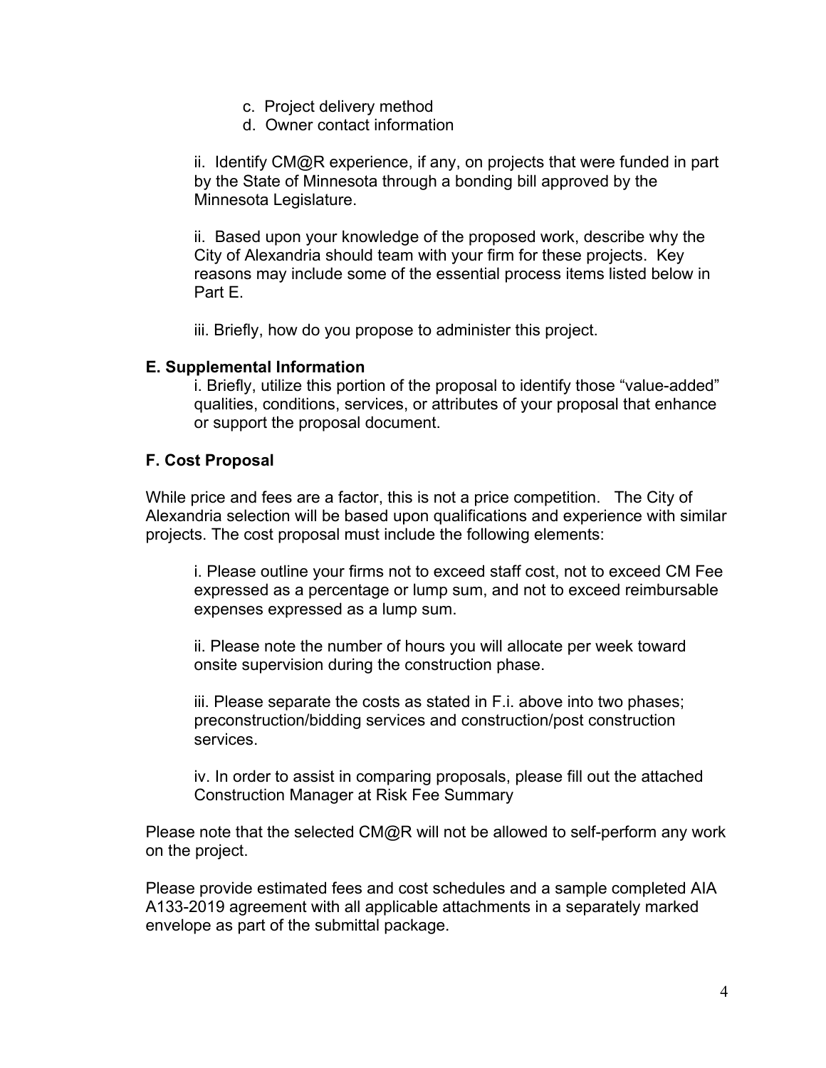c. Project delivery method
d. Owner contact information

ii. Identify CM@R experience, if any, on projects that were funded in part by the State of Minnesota through a bonding bill approved by the Minnesota Legislature.

ii. Based upon your knowledge of the proposed work, describe why the City of Alexandria should team with your firm for these projects. Key reasons may include some of the essential process items listed below in Part E.

iii. Briefly, how do you propose to administer this project.

**E. Supplemental Information**

i. Briefly, utilize this portion of the proposal to identify those "value-added" qualities, conditions, services, or attributes of your proposal that enhance or support the proposal document.

**F. Cost Proposal**

While price and fees are a factor, this is not a price competition. The City of Alexandria selection will be based upon qualifications and experience with similar projects. The cost proposal must include the following elements:

i. Please outline your firms not to exceed staff cost, not to exceed CM Fee expressed as a percentage or lump sum, and not to exceed reimbursable expenses expressed as a lump sum.

ii. Please note the number of hours you will allocate per week toward onsite supervision during the construction phase.

iii. Please separate the costs as stated in F.i. above into two phases; preconstruction/bidding services and construction/post construction services.

iv. In order to assist in comparing proposals, please fill out the attached Construction Manager at Risk Fee Summary

Please note that the selected CM@R will not be allowed to self-perform any work on the project.

Please provide estimated fees and cost schedules and a sample completed AIA A133-2019 agreement with all applicable attachments in a separately marked envelope as part of the submittal package.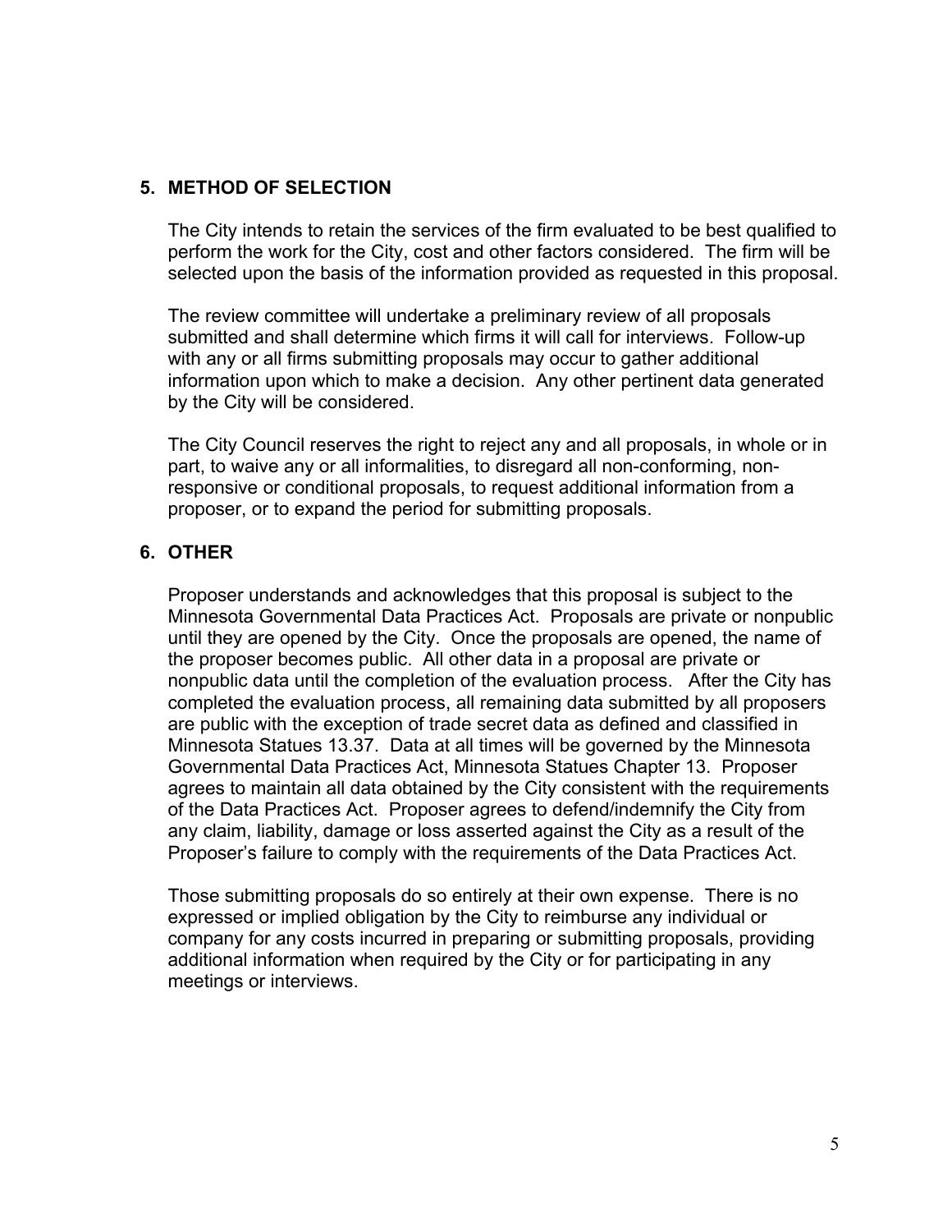## 5. METHOD OF SELECTION

The City intends to retain the services of the firm evaluated to be best qualified to perform the work for the City, cost and other factors considered. The firm will be selected upon the basis of the information provided as requested in this proposal.

The review committee will undertake a preliminary review of all proposals submitted and shall determine which firms it will call for interviews. Follow-up with any or all firms submitting proposals may occur to gather additional information upon which to make a decision. Any other pertinent data generated by the City will be considered.

The City Council reserves the right to reject any and all proposals, in whole or in part, to waive any or all informalities, to disregard all non-conforming, non-responsive or conditional proposals, to request additional information from a proposer, or to expand the period for submitting proposals.

## 6. OTHER

Proposer understands and acknowledges that this proposal is subject to the Minnesota Governmental Data Practices Act. Proposals are private or nonpublic until they are opened by the City. Once the proposals are opened, the name of the proposer becomes public. All other data in a proposal are private or nonpublic data until the completion of the evaluation process. After the City has completed the evaluation process, all remaining data submitted by all proposers are public with the exception of trade secret data as defined and classified in Minnesota Statues 13.37. Data at all times will be governed by the Minnesota Governmental Data Practices Act, Minnesota Statues Chapter 13. Proposer agrees to maintain all data obtained by the City consistent with the requirements of the Data Practices Act. Proposer agrees to defend/indemnify the City from any claim, liability, damage or loss asserted against the City as a result of the Proposer's failure to comply with the requirements of the Data Practices Act.

Those submitting proposals do so entirely at their own expense. There is no expressed or implied obligation by the City to reimburse any individual or company for any costs incurred in preparing or submitting proposals, providing additional information when required by the City or for participating in any meetings or interviews.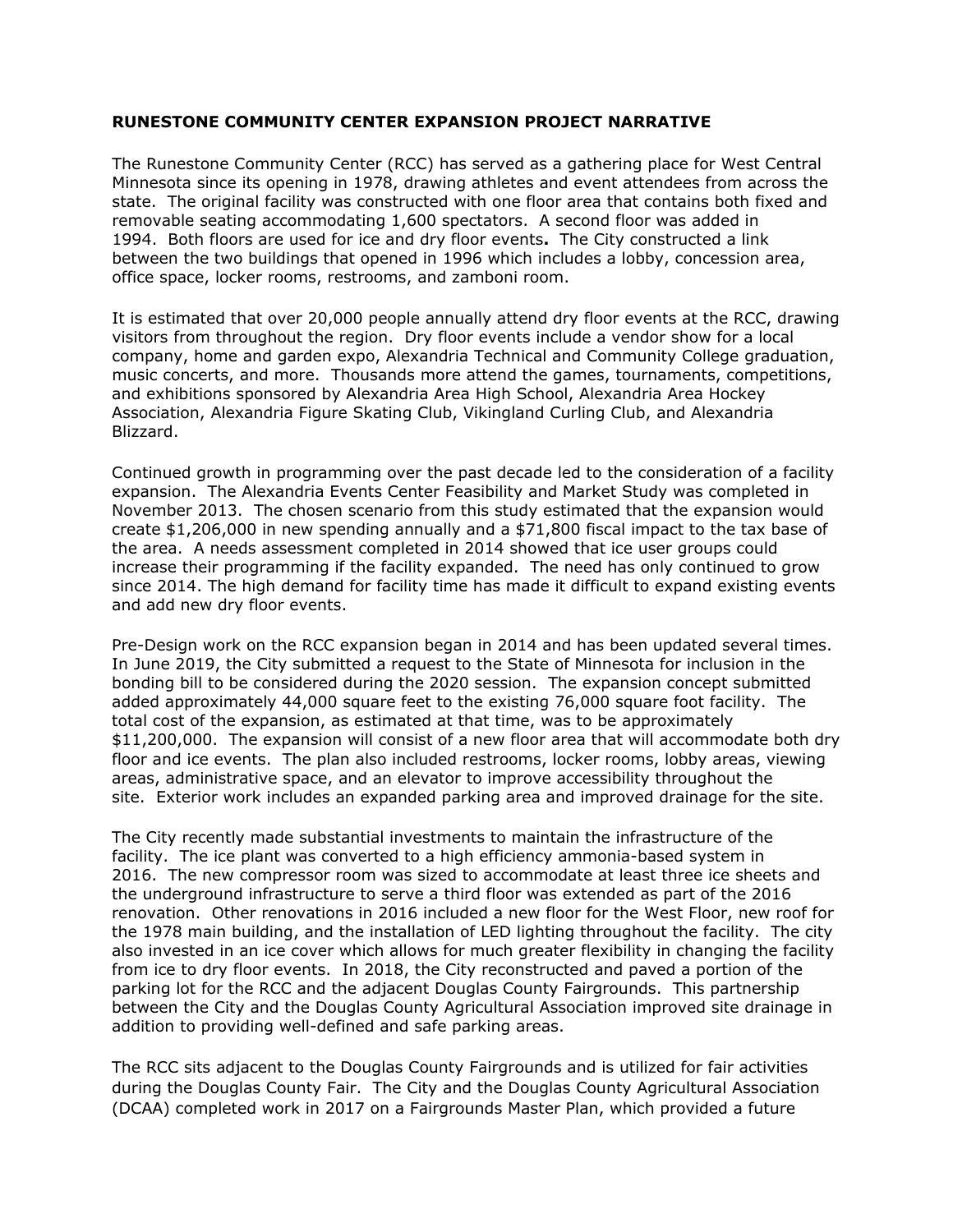**RUNESTONE COMMUNITY CENTER EXPANSION PROJECT NARRATIVE**

The Runestone Community Center (RCC) has served as a gathering place for West Central Minnesota since its opening in 1978, drawing athletes and event attendees from across the state. The original facility was constructed with one floor area that contains both fixed and removable seating accommodating 1,600 spectators. A second floor was added in 1994. Both floors are used for ice and dry floor events. The City constructed a link between the two buildings that opened in 1996 which includes a lobby, concession area, office space, locker rooms, restrooms, and zamboni room.

It is estimated that over 20,000 people annually attend dry floor events at the RCC, drawing visitors from throughout the region. Dry floor events include a vendor show for a local company, home and garden expo, Alexandria Technical and Community College graduation, music concerts, and more. Thousands more attend the games, tournaments, competitions, and exhibitions sponsored by Alexandria Area High School, Alexandria Area Hockey Association, Alexandria Figure Skating Club, Vikingland Curling Club, and Alexandria Blizzard.

Continued growth in programming over the past decade led to the consideration of a facility expansion. The Alexandria Events Center Feasibility and Market Study was completed in November 2013. The chosen scenario from this study estimated that the expansion would create $1,206,000 in new spending annually and a $71,800 fiscal impact to the tax base of the area. A needs assessment completed in 2014 showed that ice user groups could increase their programming if the facility expanded. The need has only continued to grow since 2014. The high demand for facility time has made it difficult to expand existing events and add new dry floor events.

Pre-Design work on the RCC expansion began in 2014 and has been updated several times. In June 2019, the City submitted a request to the State of Minnesota for inclusion in the bonding bill to be considered during the 2020 session. The expansion concept submitted added approximately 44,000 square feet to the existing 76,000 square foot facility. The total cost of the expansion, as estimated at that time, was to be approximately $11,200,000. The expansion will consist of a new floor area that will accommodate both dry floor and ice events. The plan also included restrooms, locker rooms, lobby areas, viewing areas, administrative space, and an elevator to improve accessibility throughout the site. Exterior work includes an expanded parking area and improved drainage for the site.

The City recently made substantial investments to maintain the infrastructure of the facility. The ice plant was converted to a high efficiency ammonia-based system in 2016. The new compressor room was sized to accommodate at least three ice sheets and the underground infrastructure to serve a third floor was extended as part of the 2016 renovation. Other renovations in 2016 included a new floor for the West Floor, new roof for the 1978 main building, and the installation of LED lighting throughout the facility. The city also invested in an ice cover which allows for much greater flexibility in changing the facility from ice to dry floor events. In 2018, the City reconstructed and paved a portion of the parking lot for the RCC and the adjacent Douglas County Fairgrounds. This partnership between the City and the Douglas County Agricultural Association improved site drainage in addition to providing well-defined and safe parking areas.

The RCC sits adjacent to the Douglas County Fairgrounds and is utilized for fair activities during the Douglas County Fair. The City and the Douglas County Agricultural Association (DCAA) completed work in 2017 on a Fairgrounds Master Plan, which provided a future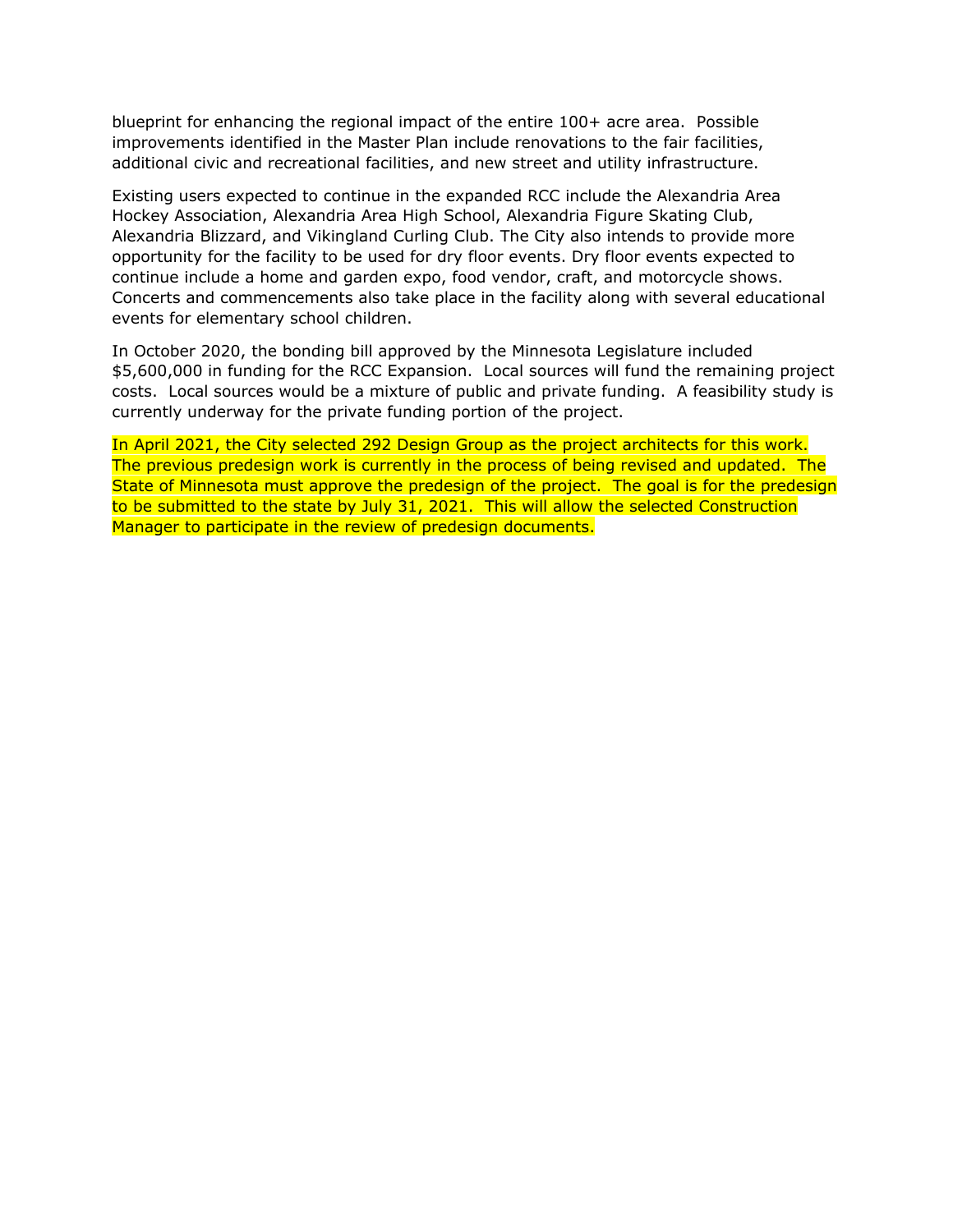blueprint for enhancing the regional impact of the entire 100+ acre area. Possible improvements identified in the Master Plan include renovations to the fair facilities, additional civic and recreational facilities, and new street and utility infrastructure.

Existing users expected to continue in the expanded RCC include the Alexandria Area Hockey Association, Alexandria Area High School, Alexandria Figure Skating Club, Alexandria Blizzard, and Vikingland Curling Club. The City also intends to provide more opportunity for the facility to be used for dry floor events. Dry floor events expected to continue include a home and garden expo, food vendor, craft, and motorcycle shows. Concerts and commencements also take place in the facility along with several educational events for elementary school children.

In October 2020, the bonding bill approved by the Minnesota Legislature included $5,600,000 in funding for the RCC Expansion. Local sources will fund the remaining project costs. Local sources would be a mixture of public and private funding. A feasibility study is currently underway for the private funding portion of the project.

In April 2021, the City selected 292 Design Group as the project architects for this work. The previous predesign work is currently in the process of being revised and updated. The State of Minnesota must approve the predesign of the project. The goal is for the predesign to be submitted to the state by July 31, 2021. This will allow the selected Construction Manager to participate in the review of predesign documents.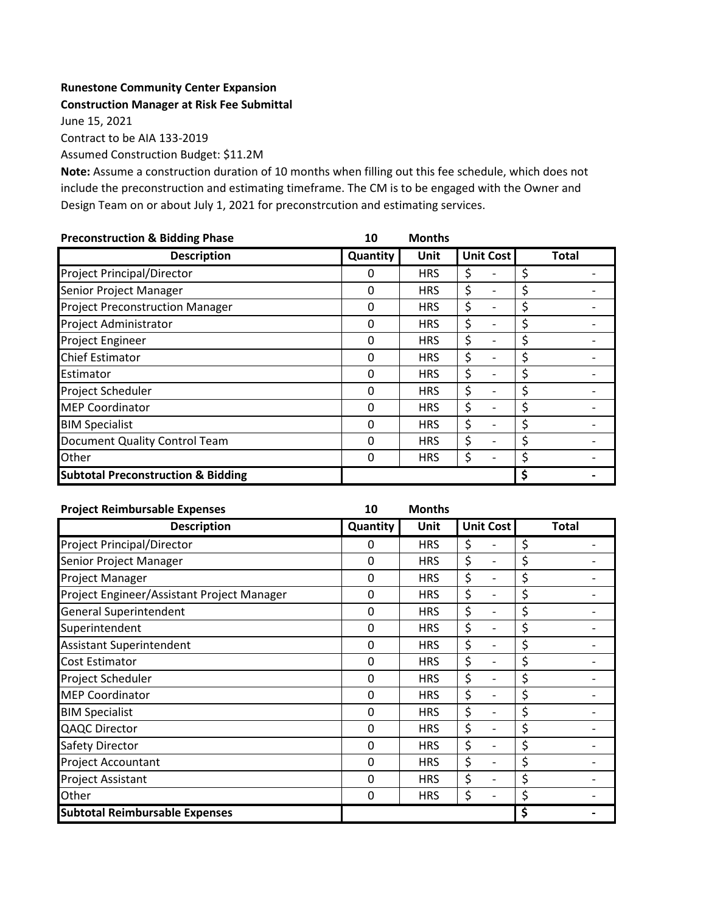**Runestone Community Center Expansion**
**Construction Manager at Risk Fee Submittal**
June 15, 2021
Contract to be AIA 133-2019
Assumed Construction Budget: $11.2M

**Note:** Assume a construction duration of 10 months when filling out this fee schedule, which does not include the preconstruction and estimating timeframe. The CM is to be engaged with the Owner and Design Team on or about July 1, 2021 for preconstrcution and estimating services.

**Preconstruction & Bidding Phase** 10 Months

| Description | Quantity | Unit | Unit Cost | Total |
|---|---|---|---|---|
| Project Principal/Director | 0 | HRS | $ - | $ - |
| Senior Project Manager | 0 | HRS | $ - | $ - |
| Project Preconstruction Manager | 0 | HRS | $ - | $ - |
| Project Administrator | 0 | HRS | $ - | $ - |
| Project Engineer | 0 | HRS | $ - | $ - |
| Chief Estimator | 0 | HRS | $ - | $ - |
| Estimator | 0 | HRS | $ - | $ - |
| Project Scheduler | 0 | HRS | $ - | $ - |
| MEP Coordinator | 0 | HRS | $ - | $ - |
| BIM Specialist | 0 | HRS | $ - | $ - |
| Document Quality Control Team | 0 | HRS | $ - | $ - |
| Other | 0 | HRS | $ - | $ - |
| **Subtotal Preconstruction & Bidding** | | | | **$ -** |

**Project Reimbursable Expenses** 10 Months

| Description | Quantity | Unit | Unit Cost | Total |
|---|---|---|---|---|
| Project Principal/Director | 0 | HRS | $ - | $ - |
| Senior Project Manager | 0 | HRS | $ - | $ - |
| Project Manager | 0 | HRS | $ - | $ - |
| Project Engineer/Assistant Project Manager | 0 | HRS | $ - | $ - |
| General Superintendent | 0 | HRS | $ - | $ - |
| Superintendent | 0 | HRS | $ - | $ - |
| Assistant Superintendent | 0 | HRS | $ - | $ - |
| Cost Estimator | 0 | HRS | $ - | $ - |
| Project Scheduler | 0 | HRS | $ - | $ - |
| MEP Coordinator | 0 | HRS | $ - | $ - |
| BIM Specialist | 0 | HRS | $ - | $ - |
| QAQC Director | 0 | HRS | $ - | $ - |
| Safety Director | 0 | HRS | $ - | $ - |
| Project Accountant | 0 | HRS | $ - | $ - |
| Project Assistant | 0 | HRS | $ - | $ - |
| Other | 0 | HRS | $ - | $ - |
| **Subtotal Reimbursable Expenses** | | | | **$ -** |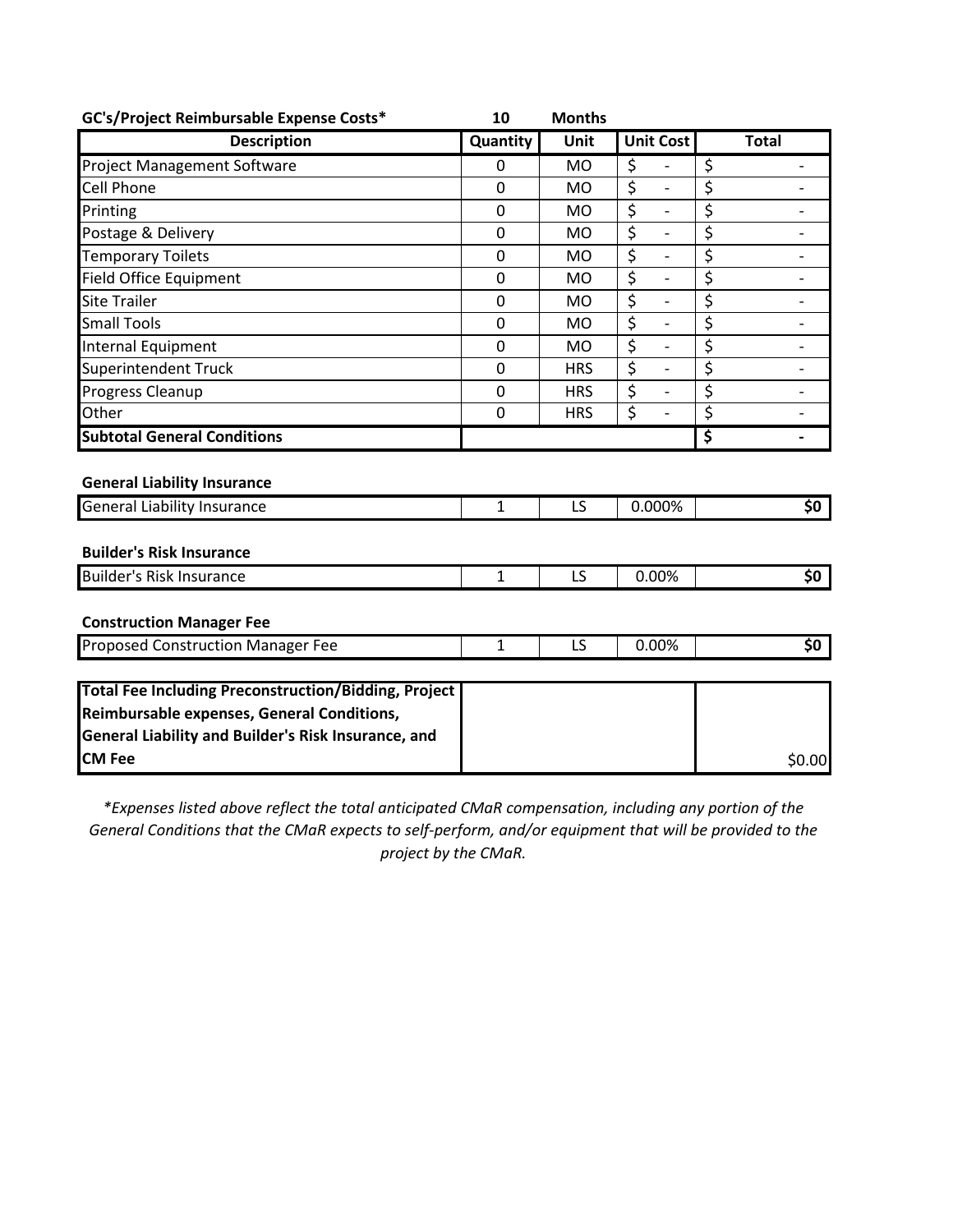**GC's/Project Reimbursable Expense Costs*** **10** **Months**

| Description | Quantity | Unit | Unit Cost | Total |
|---|---|---|---|---|
| Project Management Software | 0 | MO | $ - | $ - |
| Cell Phone | 0 | MO | $ - | $ - |
| Printing | 0 | MO | $ - | $ - |
| Postage & Delivery | 0 | MO | $ - | $ - |
| Temporary Toilets | 0 | MO | $ - | $ - |
| Field Office Equipment | 0 | MO | $ - | $ - |
| Site Trailer | 0 | MO | $ - | $ - |
| Small Tools | 0 | MO | $ - | $ - |
| Internal Equipment | 0 | MO | $ - | $ - |
| Superintendent Truck | 0 | HRS | $ - | $ - |
| Progress Cleanup | 0 | HRS | $ - | $ - |
| Other | 0 | HRS | $ - | $ - |
| **Subtotal General Conditions** | | | | **$ -** |

**General Liability Insurance**

| | | | | |
|---|---|---|---|---|
| General Liability Insurance | 1 | LS | 0.000% | **$0** |

**Builder's Risk Insurance**

| | | | | |
|---|---|---|---|---|
| Builder's Risk Insurance | 1 | LS | 0.00% | **$0** |

**Construction Manager Fee**

| | | | | |
|---|---|---|---|---|
| Proposed Construction Manager Fee | 1 | LS | 0.00% | **$0** |

| | | |
|---|---|---|
| **Total Fee Including Preconstruction/Bidding, Project Reimbursable expenses, General Conditions, General Liability and Builder's Risk Insurance, and CM Fee** | | $0.00 |

*\*Expenses listed above reflect the total anticipated CMaR compensation, including any portion of the General Conditions that the CMaR expects to self-perform, and/or equipment that will be provided to the project by the CMaR.*